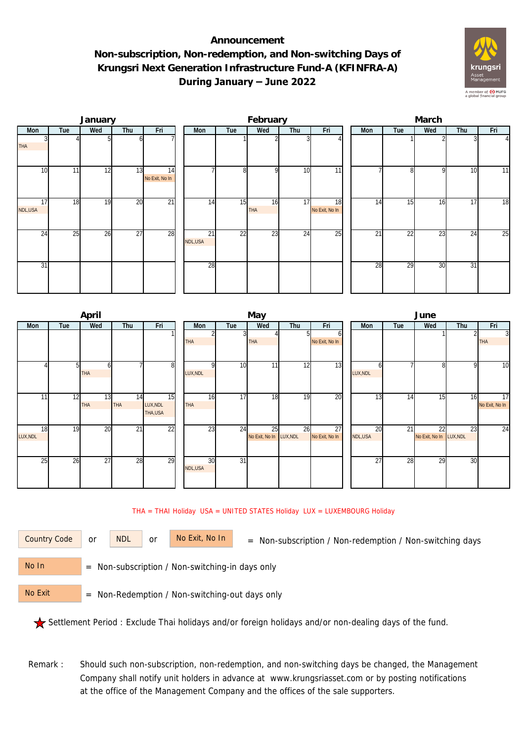# Announcement

## Non-subscription, Non-redemption, and Non-switching Days of Krungsri Next Generation Infrastructure Fund-A (KFINFRA-A) During January – June 2022

### January

| Mon | Tue | Wed | Thu | Fri |
|---|---|---|---|---|
| 3 THA | 4 | 5 | 6 | 7 |
| 10 | 11 | 12 | 13 | 14 No Exit, No In |
| 17 NDL,USA | 18 | 19 | 20 | 21 |
| 24 | 25 | 26 | 27 | 28 |
| 31 | | | | |

### February

| Mon | Tue | Wed | Thu | Fri |
|---|---|---|---|---|
| | 1 | 2 | 3 | 4 |
| 7 | 8 | 9 | 10 | 11 |
| 14 | 15 | 16 THA | 17 | 18 No Exit, No In |
| 21 NDL,USA | 22 | 23 | 24 | 25 |
| 28 | | | | |

### March

| Mon | Tue | Wed | Thu | Fri |
|---|---|---|---|---|
| | 1 | 2 | 3 | 4 |
| 7 | 8 | 9 | 10 | 11 |
| 14 | 15 | 16 | 17 | 18 |
| 21 | 22 | 23 | 24 | 25 |
| 28 | 29 | 30 | 31 | |

### April

| Mon | Tue | Wed | Thu | Fri |
|---|---|---|---|---|
| | | | | 1 |
| 4 | 5 | 6 THA | 7 | 8 |
| 11 | 12 | 13 THA | 14 THA | 15 LUX,NDL THA,USA |
| 18 LUX,NDL | 19 | 20 | 21 | 22 |
| 25 | 26 | 27 | 28 | 29 |

### May

| Mon | Tue | Wed | Thu | Fri |
|---|---|---|---|---|
| 2 THA | 3 | 4 THA | 5 | 6 No Exit, No In |
| 9 LUX,NDL | 10 | 11 | 12 | 13 |
| 16 THA | 17 | 18 | 19 | 20 |
| 23 | 24 | 25 No Exit, No In | 26 LUX,NDL | 27 No Exit, No In |
| 30 NDL,USA | 31 | | | |

### June

| Mon | Tue | Wed | Thu | Fri |
|---|---|---|---|---|
| | | 1 | 2 | 3 THA |
| 6 LUX,NDL | 7 | 8 | 9 | 10 |
| 13 | 14 | 15 | 16 | 17 No Exit, No In |
| 20 NDL,USA | 21 | 22 No Exit, No In | 23 LUX,NDL | 24 |
| 27 | 28 | 29 | 30 | |

THA = THAI Holiday USA = UNITED STATES Holiday LUX = LUXEMBOURG Holiday

Country Code or NDL or No Exit, No In = Non-subscription / Non-redemption / Non-switching days

No In = Non-subscription / Non-switching-in days only

No Exit = Non-Redemption / Non-switching-out days only

★ Settlement Period : Exclude Thai holidays and/or foreign holidays and/or non-dealing days of the fund.

Remark : Should such non-subscription, non-redemption, and non-switching days be changed, the Management Company shall notify unit holders in advance at www.krungsriasset.com or by posting notifications at the office of the Management Company and the offices of the sale supporters.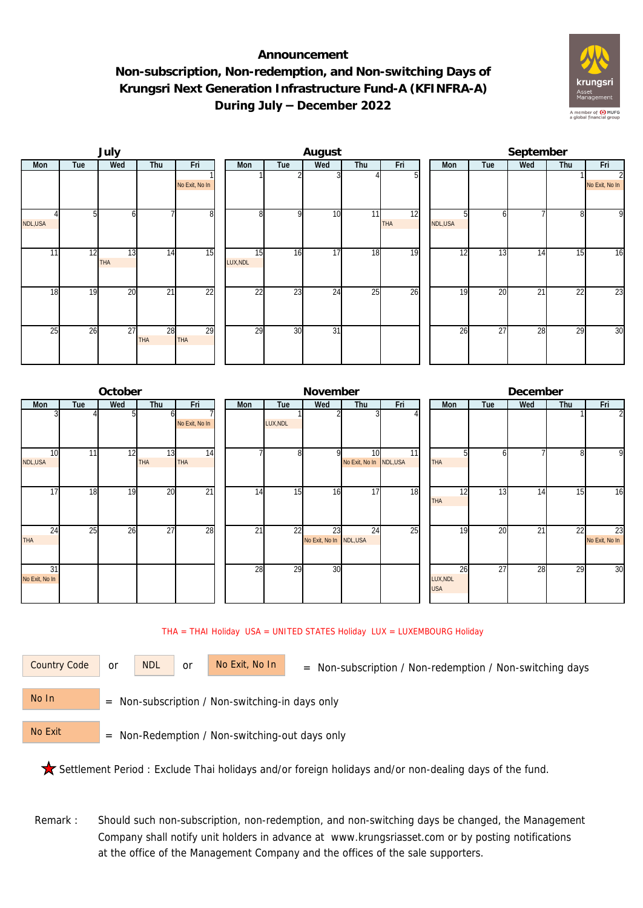# Announcement

## Non-subscription, Non-redemption, and Non-switching Days of Krungsri Next Generation Infrastructure Fund-A (KFINFRA-A) During July – December 2022

### July

| Mon | Tue | Wed | Thu | Fri |
|---|---|---|---|---|
| | | | | 1 No Exit, No In |
| 4 NDL,USA | 5 | 6 | 7 | 8 |
| 11 | 12 | 13 THA | 14 | 15 |
| 18 | 19 | 20 | 21 | 22 |
| 25 | 26 | 27 | 28 THA | 29 THA |

### August

| Mon | Tue | Wed | Thu | Fri |
|---|---|---|---|---|
| 1 | 2 | 3 | 4 | 5 |
| 8 | 9 | 10 | 11 | 12 THA |
| 15 LUX,NDL | 16 | 17 | 18 | 19 |
| 22 | 23 | 24 | 25 | 26 |
| 29 | 30 | 31 | | |

### September

| Mon | Tue | Wed | Thu | Fri |
|---|---|---|---|---|
| | | | 1 | 2 No Exit, No In |
| 5 NDL,USA | 6 | 7 | 8 | 9 |
| 12 | 13 | 14 | 15 | 16 |
| 19 | 20 | 21 | 22 | 23 |
| 26 | 27 | 28 | 29 | 30 |

### October

| Mon | Tue | Wed | Thu | Fri |
|---|---|---|---|---|
| 3 | 4 | 5 | 6 | 7 No Exit, No In |
| 10 NDL,USA | 11 | 12 | 13 THA | 14 THA |
| 17 | 18 | 19 | 20 | 21 |
| 24 THA | 25 | 26 | 27 | 28 |
| 31 No Exit, No In | | | | |

### November

| Mon | Tue | Wed | Thu | Fri |
|---|---|---|---|---|
| | 1 LUX,NDL | 2 | 3 | 4 |
| 7 | 8 | 9 | 10 No Exit, No In | 11 NDL,USA |
| 14 | 15 | 16 | 17 | 18 |
| 21 | 22 | 23 No Exit, No In | 24 NDL,USA | 25 |
| 28 | 29 | 30 | | |

### December

| Mon | Tue | Wed | Thu | Fri |
|---|---|---|---|---|
| | | | 1 | 2 |
| 5 THA | 6 | 7 | 8 | 9 |
| 12 THA | 13 | 14 | 15 | 16 |
| 19 | 20 | 21 | 22 | 23 No Exit, No In |
| 26 LUX,NDL USA | 27 | 28 | 29 | 30 |

THA = THAI Holiday USA = UNITED STATES Holiday LUX = LUXEMBOURG Holiday

Country Code or NDL or No Exit, No In = Non-subscription / Non-redemption / Non-switching days

No In = Non-subscription / Non-switching-in days only

No Exit = Non-Redemption / Non-switching-out days only

★ Settlement Period : Exclude Thai holidays and/or foreign holidays and/or non-dealing days of the fund.

Remark : Should such non-subscription, non-redemption, and non-switching days be changed, the Management Company shall notify unit holders in advance at www.krungsriasset.com or by posting notifications at the office of the Management Company and the offices of the sale supporters.